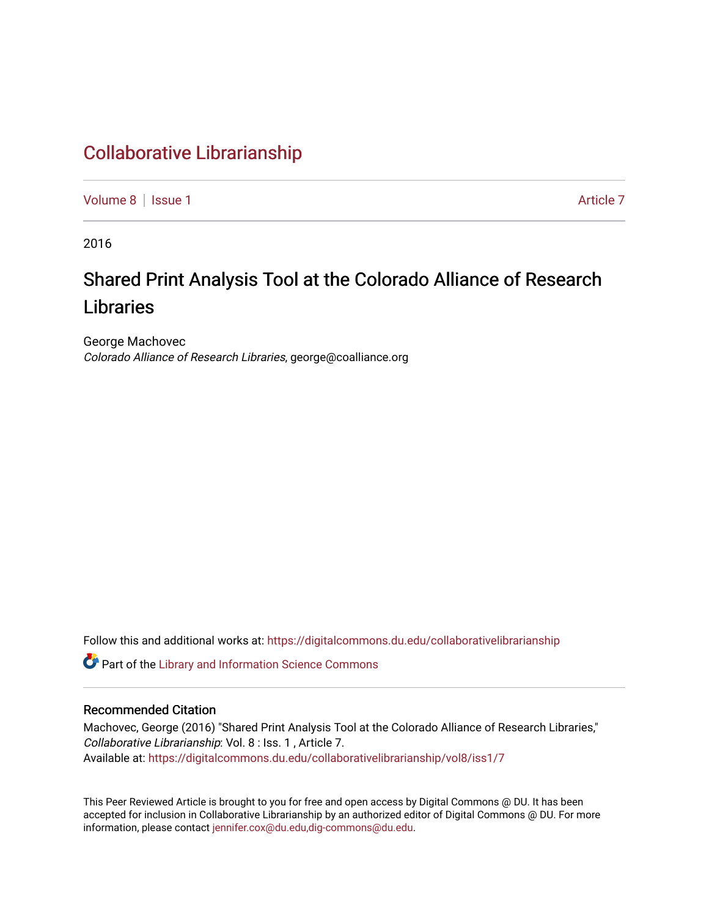# Collaborative Librarianship

Volume 8 | Issue 1 Article 7

2016

## Shared Print Analysis Tool at the Colorado Alliance of Research Libraries

George Machovec
*Colorado Alliance of Research Libraries*, george@coalliance.org

Follow this and additional works at: https://digitalcommons.du.edu/collaborativelibrarianship

Part of the Library and Information Science Commons

### Recommended Citation

Machovec, George (2016) "Shared Print Analysis Tool at the Colorado Alliance of Research Libraries," *Collaborative Librarianship*: Vol. 8 : Iss. 1 , Article 7.
Available at: https://digitalcommons.du.edu/collaborativelibrarianship/vol8/iss1/7

This Peer Reviewed Article is brought to you for free and open access by Digital Commons @ DU. It has been accepted for inclusion in Collaborative Librarianship by an authorized editor of Digital Commons @ DU. For more information, please contact jennifer.cox@du.edu,dig-commons@du.edu.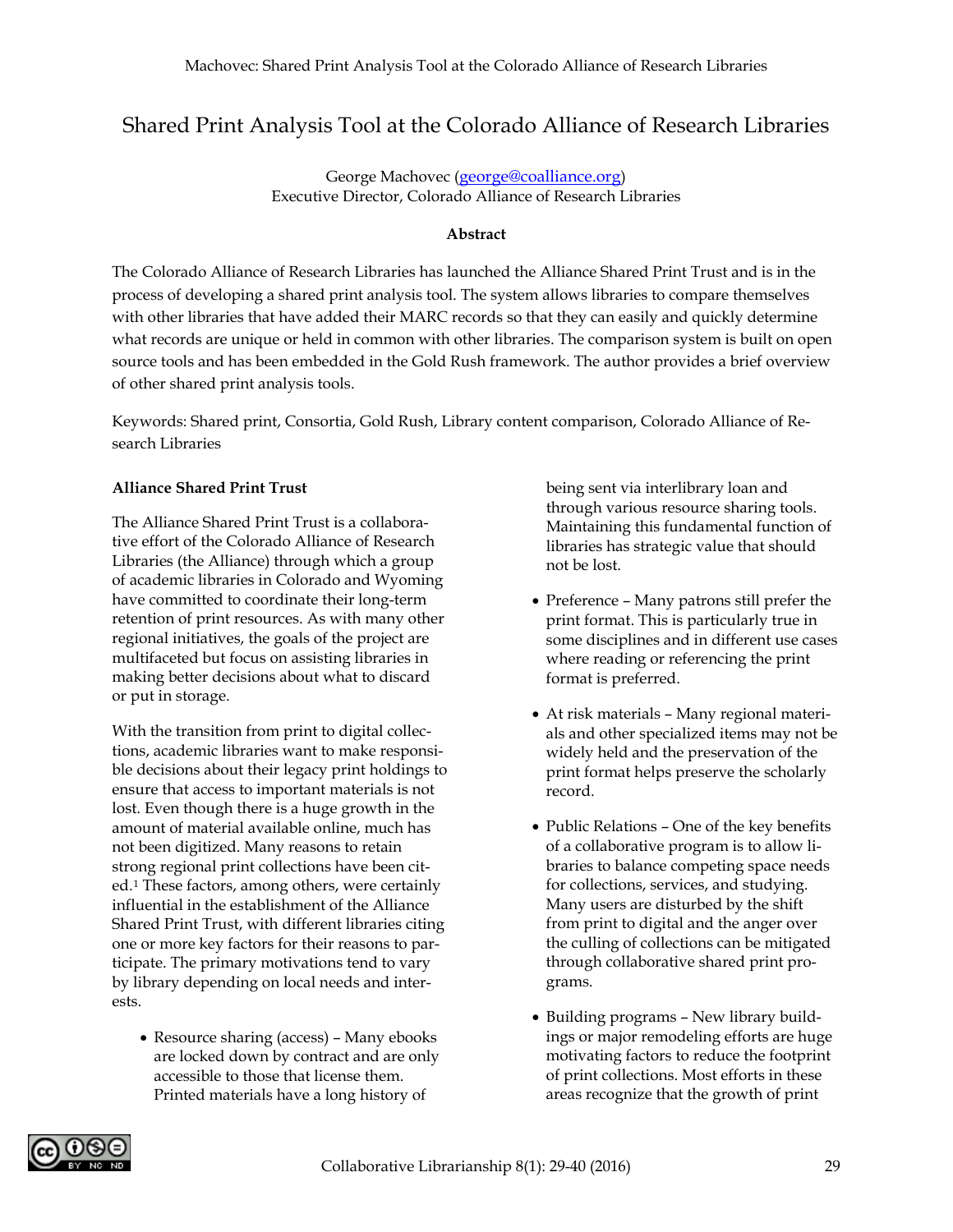# Shared Print Analysis Tool at the Colorado Alliance of Research Libraries

George Machovec (george@coalliance.org)
Executive Director, Colorado Alliance of Research Libraries

**Abstract**

The Colorado Alliance of Research Libraries has launched the Alliance Shared Print Trust and is in the process of developing a shared print analysis tool. The system allows libraries to compare themselves with other libraries that have added their MARC records so that they can easily and quickly determine what records are unique or held in common with other libraries. The comparison system is built on open source tools and has been embedded in the Gold Rush framework. The author provides a brief overview of other shared print analysis tools.

Keywords: Shared print, Consortia, Gold Rush, Library content comparison, Colorado Alliance of Research Libraries

## Alliance Shared Print Trust

The Alliance Shared Print Trust is a collaborative effort of the Colorado Alliance of Research Libraries (the Alliance) through which a group of academic libraries in Colorado and Wyoming have committed to coordinate their long-term retention of print resources. As with many other regional initiatives, the goals of the project are multifaceted but focus on assisting libraries in making better decisions about what to discard or put in storage.

With the transition from print to digital collections, academic libraries want to make responsible decisions about their legacy print holdings to ensure that access to important materials is not lost. Even though there is a huge growth in the amount of material available online, much has not been digitized. Many reasons to retain strong regional print collections have been cited.[1] These factors, among others, were certainly influential in the establishment of the Alliance Shared Print Trust, with different libraries citing one or more key factors for their reasons to participate. The primary motivations tend to vary by library depending on local needs and interests.

- Resource sharing (access) – Many ebooks are locked down by contract and are only accessible to those that license them. Printed materials have a long history of being sent via interlibrary loan and through various resource sharing tools. Maintaining this fundamental function of libraries has strategic value that should not be lost.
- Preference – Many patrons still prefer the print format. This is particularly true in some disciplines and in different use cases where reading or referencing the print format is preferred.
- At risk materials – Many regional materials and other specialized items may not be widely held and the preservation of the print format helps preserve the scholarly record.
- Public Relations – One of the key benefits of a collaborative program is to allow libraries to balance competing space needs for collections, services, and studying. Many users are disturbed by the shift from print to digital and the anger over the culling of collections can be mitigated through collaborative shared print programs.
- Building programs – New library buildings or major remodeling efforts are huge motivating factors to reduce the footprint of print collections. Most efforts in these areas recognize that the growth of print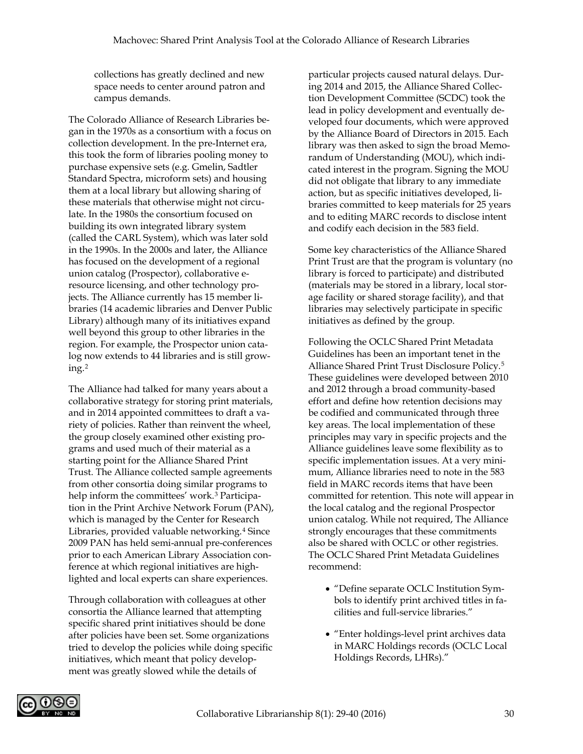collections has greatly declined and new space needs to center around patron and campus demands.

The Colorado Alliance of Research Libraries began in the 1970s as a consortium with a focus on collection development. In the pre-Internet era, this took the form of libraries pooling money to purchase expensive sets (e.g. Gmelin, Sadtler Standard Spectra, microform sets) and housing them at a local library but allowing sharing of these materials that otherwise might not circulate. In the 1980s the consortium focused on building its own integrated library system (called the CARL System), which was later sold in the 1990s. In the 2000s and later, the Alliance has focused on the development of a regional union catalog (Prospector), collaborative e-resource licensing, and other technology projects. The Alliance currently has 15 member libraries (14 academic libraries and Denver Public Library) although many of its initiatives expand well beyond this group to other libraries in the region. For example, the Prospector union catalog now extends to 44 libraries and is still growing.[2]

The Alliance had talked for many years about a collaborative strategy for storing print materials, and in 2014 appointed committees to draft a variety of policies. Rather than reinvent the wheel, the group closely examined other existing programs and used much of their material as a starting point for the Alliance Shared Print Trust. The Alliance collected sample agreements from other consortia doing similar programs to help inform the committees' work.[3] Participation in the Print Archive Network Forum (PAN), which is managed by the Center for Research Libraries, provided valuable networking.[4] Since 2009 PAN has held semi-annual pre-conferences prior to each American Library Association conference at which regional initiatives are highlighted and local experts can share experiences.

Through collaboration with colleagues at other consortia the Alliance learned that attempting specific shared print initiatives should be done after policies have been set. Some organizations tried to develop the policies while doing specific initiatives, which meant that policy development was greatly slowed while the details of particular projects caused natural delays. During 2014 and 2015, the Alliance Shared Collection Development Committee (SCDC) took the lead in policy development and eventually developed four documents, which were approved by the Alliance Board of Directors in 2015. Each library was then asked to sign the broad Memorandum of Understanding (MOU), which indicated interest in the program. Signing the MOU did not obligate that library to any immediate action, but as specific initiatives developed, libraries committed to keep materials for 25 years and to editing MARC records to disclose intent and codify each decision in the 583 field.

Some key characteristics of the Alliance Shared Print Trust are that the program is voluntary (no library is forced to participate) and distributed (materials may be stored in a library, local storage facility or shared storage facility), and that libraries may selectively participate in specific initiatives as defined by the group.

Following the OCLC Shared Print Metadata Guidelines has been an important tenet in the Alliance Shared Print Trust Disclosure Policy.[5] These guidelines were developed between 2010 and 2012 through a broad community-based effort and define how retention decisions may be codified and communicated through three key areas. The local implementation of these principles may vary in specific projects and the Alliance guidelines leave some flexibility as to specific implementation issues. At a very minimum, Alliance libraries need to note in the 583 field in MARC records items that have been committed for retention. This note will appear in the local catalog and the regional Prospector union catalog. While not required, The Alliance strongly encourages that these commitments also be shared with OCLC or other registries. The OCLC Shared Print Metadata Guidelines recommend:

- "Define separate OCLC Institution Symbols to identify print archived titles in facilities and full-service libraries."
- "Enter holdings-level print archives data in MARC Holdings records (OCLC Local Holdings Records, LHRs)."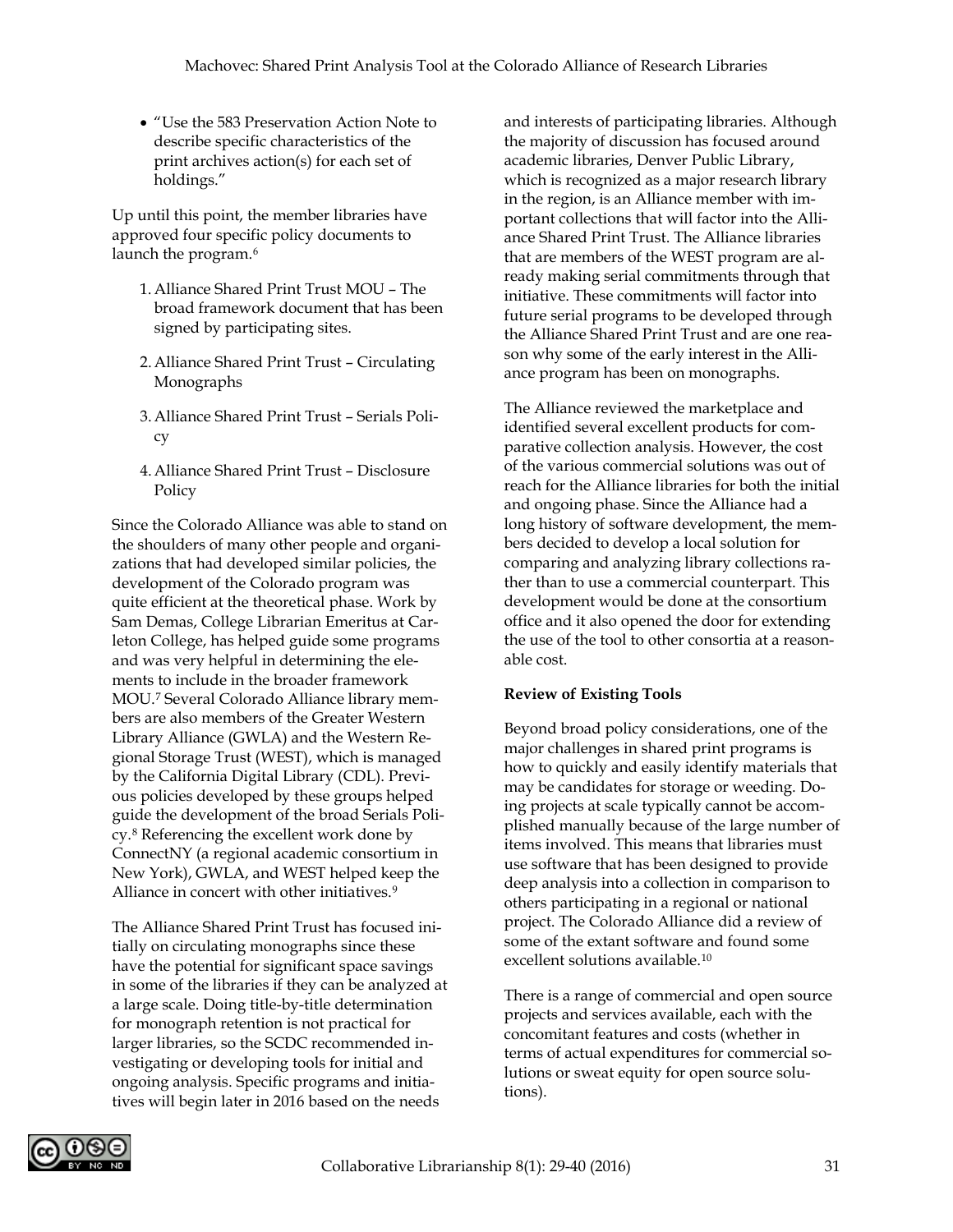- "Use the 583 Preservation Action Note to describe specific characteristics of the print archives action(s) for each set of holdings."

Up until this point, the member libraries have approved four specific policy documents to launch the program.[6]

1. Alliance Shared Print Trust MOU – The broad framework document that has been signed by participating sites.
2. Alliance Shared Print Trust – Circulating Monographs
3. Alliance Shared Print Trust – Serials Policy
4. Alliance Shared Print Trust – Disclosure Policy

Since the Colorado Alliance was able to stand on the shoulders of many other people and organizations that had developed similar policies, the development of the Colorado program was quite efficient at the theoretical phase. Work by Sam Demas, College Librarian Emeritus at Carleton College, has helped guide some programs and was very helpful in determining the elements to include in the broader framework MOU.[7] Several Colorado Alliance library members are also members of the Greater Western Library Alliance (GWLA) and the Western Regional Storage Trust (WEST), which is managed by the California Digital Library (CDL). Previous policies developed by these groups helped guide the development of the broad Serials Policy.[8] Referencing the excellent work done by ConnectNY (a regional academic consortium in New York), GWLA, and WEST helped keep the Alliance in concert with other initiatives.[9]

The Alliance Shared Print Trust has focused initially on circulating monographs since these have the potential for significant space savings in some of the libraries if they can be analyzed at a large scale. Doing title-by-title determination for monograph retention is not practical for larger libraries, so the SCDC recommended investigating or developing tools for initial and ongoing analysis. Specific programs and initiatives will begin later in 2016 based on the needs and interests of participating libraries. Although the majority of discussion has focused around academic libraries, Denver Public Library, which is recognized as a major research library in the region, is an Alliance member with important collections that will factor into the Alliance Shared Print Trust. The Alliance libraries that are members of the WEST program are already making serial commitments through that initiative. These commitments will factor into future serial programs to be developed through the Alliance Shared Print Trust and are one reason why some of the early interest in the Alliance program has been on monographs.

The Alliance reviewed the marketplace and identified several excellent products for comparative collection analysis. However, the cost of the various commercial solutions was out of reach for the Alliance libraries for both the initial and ongoing phase. Since the Alliance had a long history of software development, the members decided to develop a local solution for comparing and analyzing library collections rather than to use a commercial counterpart. This development would be done at the consortium office and it also opened the door for extending the use of the tool to other consortia at a reasonable cost.

**Review of Existing Tools**

Beyond broad policy considerations, one of the major challenges in shared print programs is how to quickly and easily identify materials that may be candidates for storage or weeding. Doing projects at scale typically cannot be accomplished manually because of the large number of items involved. This means that libraries must use software that has been designed to provide deep analysis into a collection in comparison to others participating in a regional or national project. The Colorado Alliance did a review of some of the extant software and found some excellent solutions available.[10]

There is a range of commercial and open source projects and services available, each with the concomitant features and costs (whether in terms of actual expenditures for commercial solutions or sweat equity for open source solutions).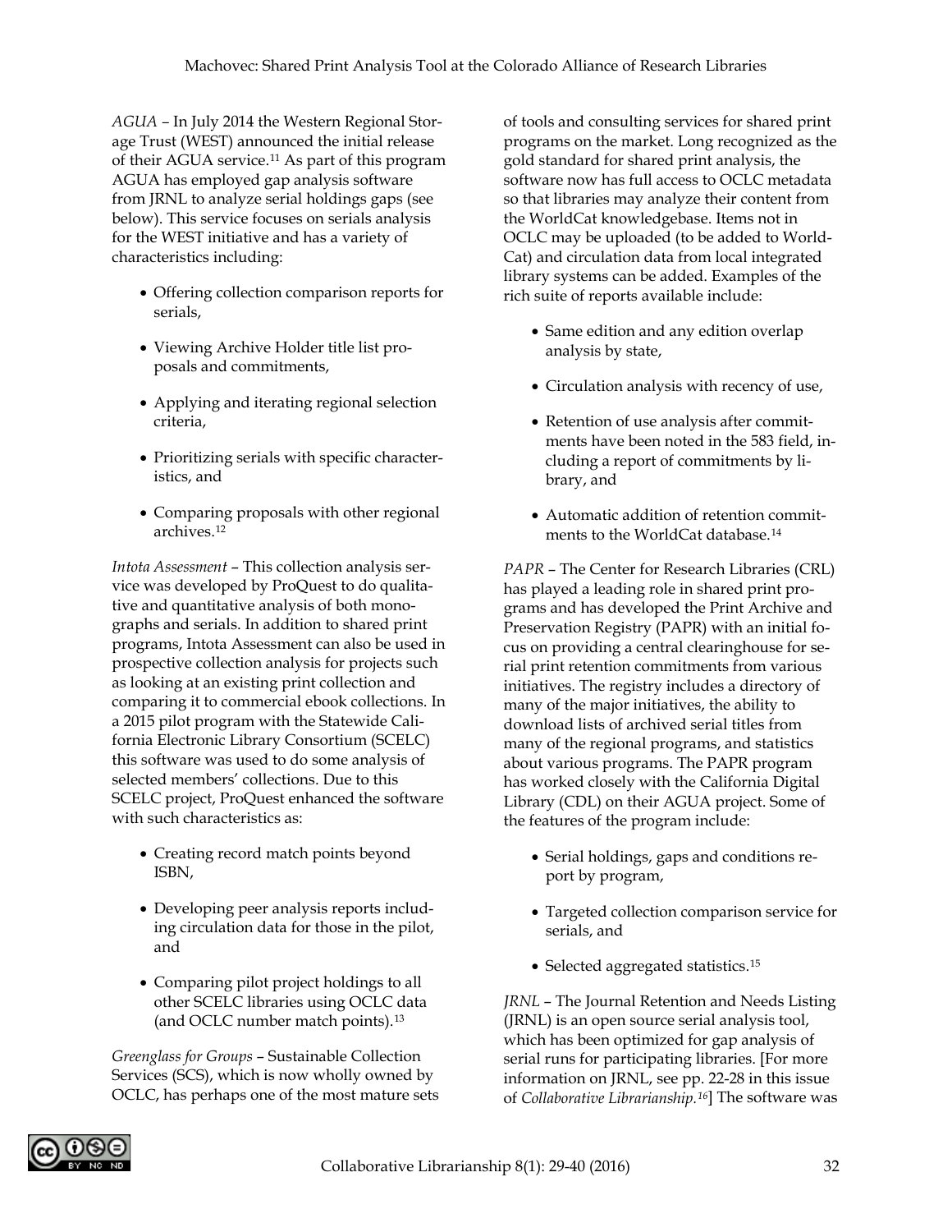*AGUA* – In July 2014 the Western Regional Storage Trust (WEST) announced the initial release of their AGUA service.[11] As part of this program AGUA has employed gap analysis software from JRNL to analyze serial holdings gaps (see below). This service focuses on serials analysis for the WEST initiative and has a variety of characteristics including:

- Offering collection comparison reports for serials,
- Viewing Archive Holder title list proposals and commitments,
- Applying and iterating regional selection criteria,
- Prioritizing serials with specific characteristics, and
- Comparing proposals with other regional archives.[12]

*Intota Assessment* – This collection analysis service was developed by ProQuest to do qualitative and quantitative analysis of both monographs and serials. In addition to shared print programs, Intota Assessment can also be used in prospective collection analysis for projects such as looking at an existing print collection and comparing it to commercial ebook collections. In a 2015 pilot program with the Statewide California Electronic Library Consortium (SCELC) this software was used to do some analysis of selected members' collections. Due to this SCELC project, ProQuest enhanced the software with such characteristics as:

- Creating record match points beyond ISBN,
- Developing peer analysis reports including circulation data for those in the pilot, and
- Comparing pilot project holdings to all other SCELC libraries using OCLC data (and OCLC number match points).[13]

*Greenglass for Groups* – Sustainable Collection Services (SCS), which is now wholly owned by OCLC, has perhaps one of the most mature sets of tools and consulting services for shared print programs on the market. Long recognized as the gold standard for shared print analysis, the software now has full access to OCLC metadata so that libraries may analyze their content from the WorldCat knowledgebase. Items not in OCLC may be uploaded (to be added to WorldCat) and circulation data from local integrated library systems can be added. Examples of the rich suite of reports available include:

- Same edition and any edition overlap analysis by state,
- Circulation analysis with recency of use,
- Retention of use analysis after commitments have been noted in the 583 field, including a report of commitments by library, and
- Automatic addition of retention commitments to the WorldCat database.[14]

*PAPR* – The Center for Research Libraries (CRL) has played a leading role in shared print programs and has developed the Print Archive and Preservation Registry (PAPR) with an initial focus on providing a central clearinghouse for serial print retention commitments from various initiatives. The registry includes a directory of many of the major initiatives, the ability to download lists of archived serial titles from many of the regional programs, and statistics about various programs. The PAPR program has worked closely with the California Digital Library (CDL) on their AGUA project. Some of the features of the program include:

- Serial holdings, gaps and conditions report by program,
- Targeted collection comparison service for serials, and
- Selected aggregated statistics.[15]

*JRNL* – The Journal Retention and Needs Listing (JRNL) is an open source serial analysis tool, which has been optimized for gap analysis of serial runs for participating libraries. [For more information on JRNL, see pp. 22-28 in this issue of *Collaborative Librarianship.*[16]] The software was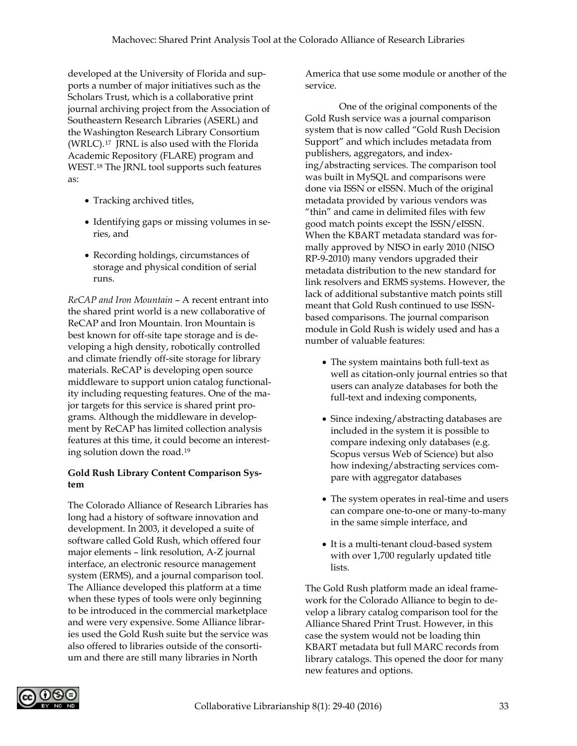developed at the University of Florida and supports a number of major initiatives such as the Scholars Trust, which is a collaborative print journal archiving project from the Association of Southeastern Research Libraries (ASERL) and the Washington Research Library Consortium (WRLC).[17] JRNL is also used with the Florida Academic Repository (FLARE) program and WEST.[18] The JRNL tool supports such features as:

- Tracking archived titles,
- Identifying gaps or missing volumes in series, and
- Recording holdings, circumstances of storage and physical condition of serial runs.

*ReCAP and Iron Mountain* – A recent entrant into the shared print world is a new collaborative of ReCAP and Iron Mountain. Iron Mountain is best known for off-site tape storage and is developing a high density, robotically controlled and climate friendly off-site storage for library materials. ReCAP is developing open source middleware to support union catalog functionality including requesting features. One of the major targets for this service is shared print programs. Although the middleware in development by ReCAP has limited collection analysis features at this time, it could become an interesting solution down the road.[19]

**Gold Rush Library Content Comparison System**

The Colorado Alliance of Research Libraries has long had a history of software innovation and development. In 2003, it developed a suite of software called Gold Rush, which offered four major elements – link resolution, A-Z journal interface, an electronic resource management system (ERMS), and a journal comparison tool. The Alliance developed this platform at a time when these types of tools were only beginning to be introduced in the commercial marketplace and were very expensive. Some Alliance libraries used the Gold Rush suite but the service was also offered to libraries outside of the consortium and there are still many libraries in North America that use some module or another of the service.

One of the original components of the Gold Rush service was a journal comparison system that is now called "Gold Rush Decision Support" and which includes metadata from publishers, aggregators, and indexing/abstracting services. The comparison tool was built in MySQL and comparisons were done via ISSN or eISSN. Much of the original metadata provided by various vendors was "thin" and came in delimited files with few good match points except the ISSN/eISSN. When the KBART metadata standard was formally approved by NISO in early 2010 (NISO RP-9-2010) many vendors upgraded their metadata distribution to the new standard for link resolvers and ERMS systems. However, the lack of additional substantive match points still meant that Gold Rush continued to use ISSN-based comparisons. The journal comparison module in Gold Rush is widely used and has a number of valuable features:

- The system maintains both full-text as well as citation-only journal entries so that users can analyze databases for both the full-text and indexing components,
- Since indexing/abstracting databases are included in the system it is possible to compare indexing only databases (e.g. Scopus versus Web of Science) but also how indexing/abstracting services compare with aggregator databases
- The system operates in real-time and users can compare one-to-one or many-to-many in the same simple interface, and
- It is a multi-tenant cloud-based system with over 1,700 regularly updated title lists.

The Gold Rush platform made an ideal framework for the Colorado Alliance to begin to develop a library catalog comparison tool for the Alliance Shared Print Trust. However, in this case the system would not be loading thin KBART metadata but full MARC records from library catalogs. This opened the door for many new features and options.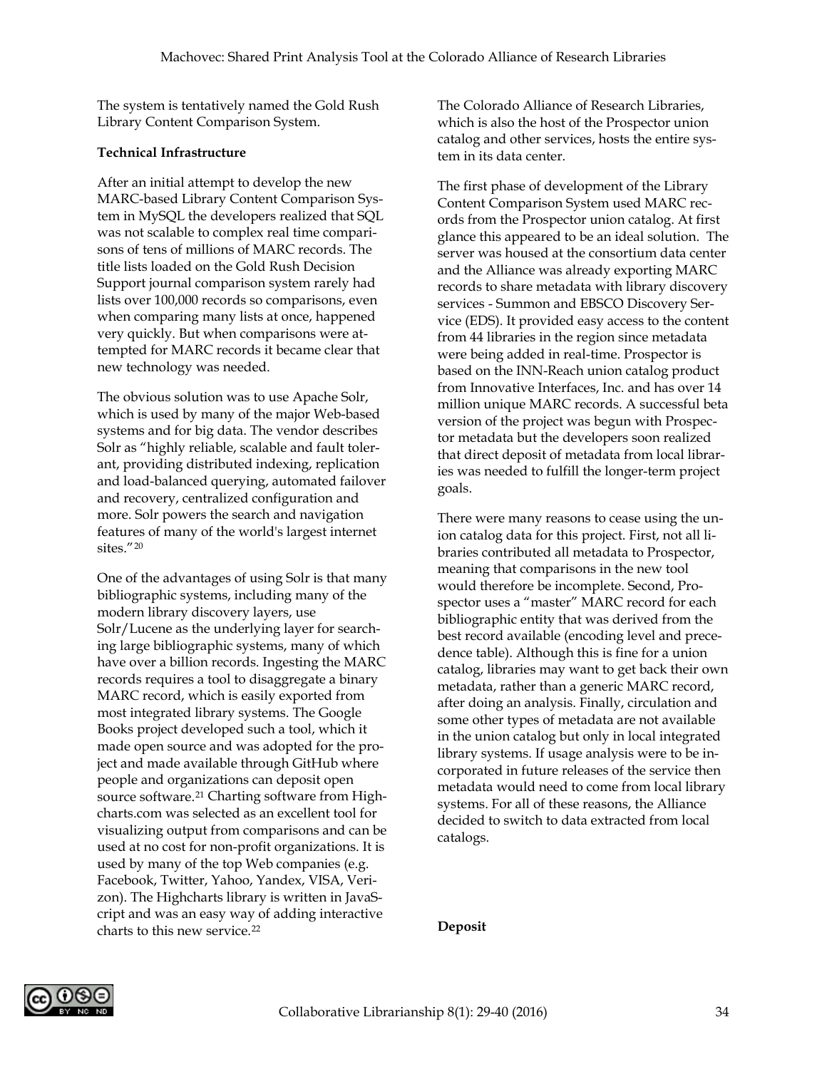The system is tentatively named the Gold Rush Library Content Comparison System.

**Technical Infrastructure**

After an initial attempt to develop the new MARC-based Library Content Comparison System in MySQL the developers realized that SQL was not scalable to complex real time comparisons of tens of millions of MARC records. The title lists loaded on the Gold Rush Decision Support journal comparison system rarely had lists over 100,000 records so comparisons, even when comparing many lists at once, happened very quickly. But when comparisons were attempted for MARC records it became clear that new technology was needed.

The obvious solution was to use Apache Solr, which is used by many of the major Web-based systems and for big data. The vendor describes Solr as "highly reliable, scalable and fault tolerant, providing distributed indexing, replication and load-balanced querying, automated failover and recovery, centralized configuration and more. Solr powers the search and navigation features of many of the world's largest internet sites."[20]

One of the advantages of using Solr is that many bibliographic systems, including many of the modern library discovery layers, use Solr/Lucene as the underlying layer for searching large bibliographic systems, many of which have over a billion records. Ingesting the MARC records requires a tool to disaggregate a binary MARC record, which is easily exported from most integrated library systems. The Google Books project developed such a tool, which it made open source and was adopted for the project and made available through GitHub where people and organizations can deposit open source software.[21] Charting software from Highcharts.com was selected as an excellent tool for visualizing output from comparisons and can be used at no cost for non-profit organizations. It is used by many of the top Web companies (e.g. Facebook, Twitter, Yahoo, Yandex, VISA, Verizon). The Highcharts library is written in JavaScript and was an easy way of adding interactive charts to this new service.[22]

The Colorado Alliance of Research Libraries, which is also the host of the Prospector union catalog and other services, hosts the entire system in its data center.

The first phase of development of the Library Content Comparison System used MARC records from the Prospector union catalog. At first glance this appeared to be an ideal solution. The server was housed at the consortium data center and the Alliance was already exporting MARC records to share metadata with library discovery services - Summon and EBSCO Discovery Service (EDS). It provided easy access to the content from 44 libraries in the region since metadata were being added in real-time. Prospector is based on the INN-Reach union catalog product from Innovative Interfaces, Inc. and has over 14 million unique MARC records. A successful beta version of the project was begun with Prospector metadata but the developers soon realized that direct deposit of metadata from local libraries was needed to fulfill the longer-term project goals.

There were many reasons to cease using the union catalog data for this project. First, not all libraries contributed all metadata to Prospector, meaning that comparisons in the new tool would therefore be incomplete. Second, Prospector uses a "master" MARC record for each bibliographic entity that was derived from the best record available (encoding level and precedence table). Although this is fine for a union catalog, libraries may want to get back their own metadata, rather than a generic MARC record, after doing an analysis. Finally, circulation and some other types of metadata are not available in the union catalog but only in local integrated library systems. If usage analysis were to be incorporated in future releases of the service then metadata would need to come from local library systems. For all of these reasons, the Alliance decided to switch to data extracted from local catalogs.

**Deposit**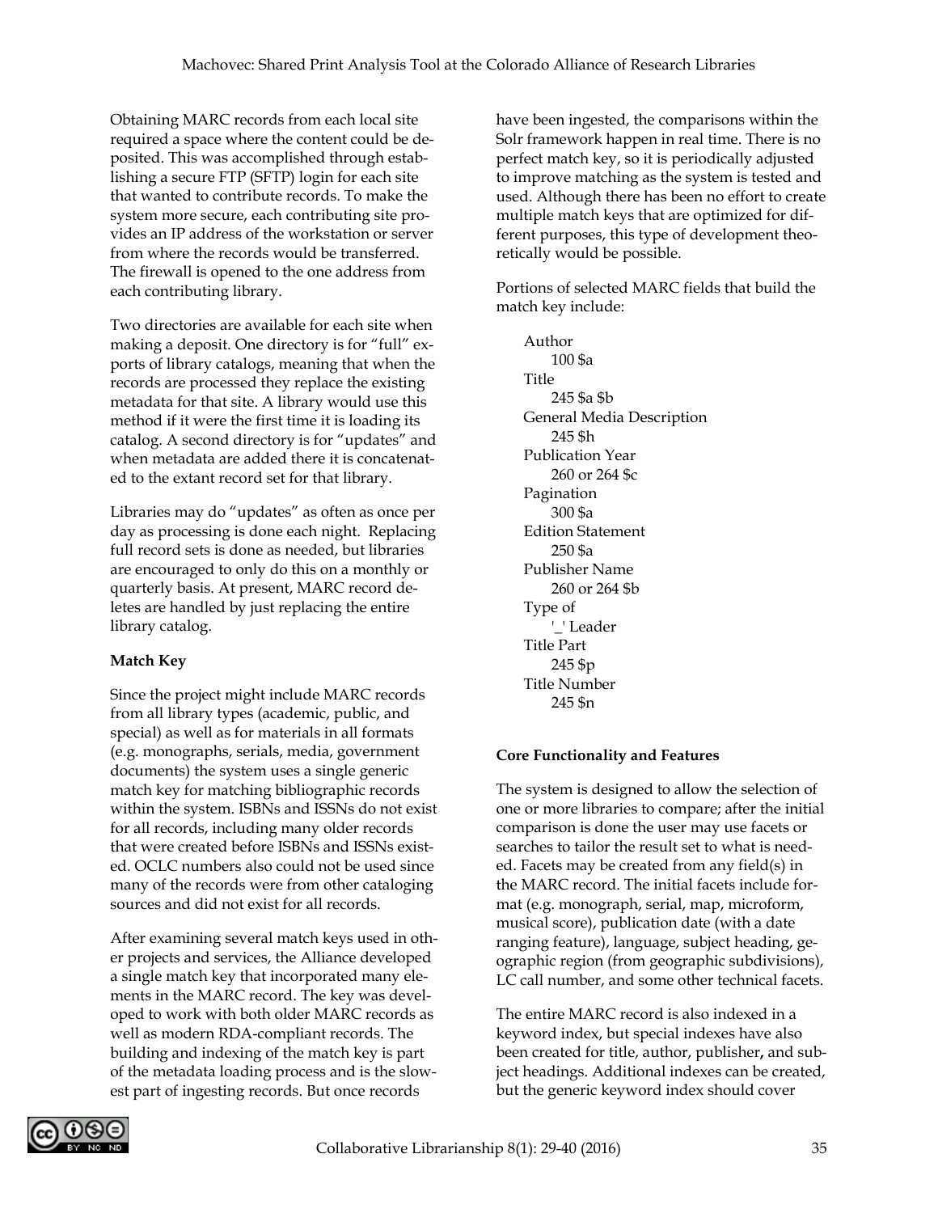Obtaining MARC records from each local site required a space where the content could be deposited. This was accomplished through establishing a secure FTP (SFTP) login for each site that wanted to contribute records. To make the system more secure, each contributing site provides an IP address of the workstation or server from where the records would be transferred. The firewall is opened to the one address from each contributing library.

Two directories are available for each site when making a deposit. One directory is for "full" exports of library catalogs, meaning that when the records are processed they replace the existing metadata for that site. A library would use this method if it were the first time it is loading its catalog. A second directory is for "updates" and when metadata are added there it is concatenated to the extant record set for that library.

Libraries may do "updates" as often as once per day as processing is done each night. Replacing full record sets is done as needed, but libraries are encouraged to only do this on a monthly or quarterly basis. At present, MARC record deletes are handled by just replacing the entire library catalog.

**Match Key**

Since the project might include MARC records from all library types (academic, public, and special) as well as for materials in all formats (e.g. monographs, serials, media, government documents) the system uses a single generic match key for matching bibliographic records within the system. ISBNs and ISSNs do not exist for all records, including many older records that were created before ISBNs and ISSNs existed. OCLC numbers also could not be used since many of the records were from other cataloging sources and did not exist for all records.

After examining several match keys used in other projects and services, the Alliance developed a single match key that incorporated many elements in the MARC record. The key was developed to work with both older MARC records as well as modern RDA-compliant records. The building and indexing of the match key is part of the metadata loading process and is the slowest part of ingesting records. But once records have been ingested, the comparisons within the Solr framework happen in real time. There is no perfect match key, so it is periodically adjusted to improve matching as the system is tested and used. Although there has been no effort to create multiple match keys that are optimized for different purposes, this type of development theoretically would be possible.

Portions of selected MARC fields that build the match key include:

- Author
  - 100 $a
- Title
  - 245 $a $b
- General Media Description
  - 245 $h
- Publication Year
  - 260 or 264 $c
- Pagination
  - 300 $a
- Edition Statement
  - 250 $a
- Publisher Name
  - 260 or 264 $b
- Type of
  - '_' Leader
- Title Part
  - 245 $p
- Title Number
  - 245 $n

**Core Functionality and Features**

The system is designed to allow the selection of one or more libraries to compare; after the initial comparison is done the user may use facets or searches to tailor the result set to what is needed. Facets may be created from any field(s) in the MARC record. The initial facets include format (e.g. monograph, serial, map, microform, musical score), publication date (with a date ranging feature), language, subject heading, geographic region (from geographic subdivisions), LC call number, and some other technical facets.

The entire MARC record is also indexed in a keyword index, but special indexes have also been created for title, author, publisher**,** and subject headings. Additional indexes can be created, but the generic keyword index should cover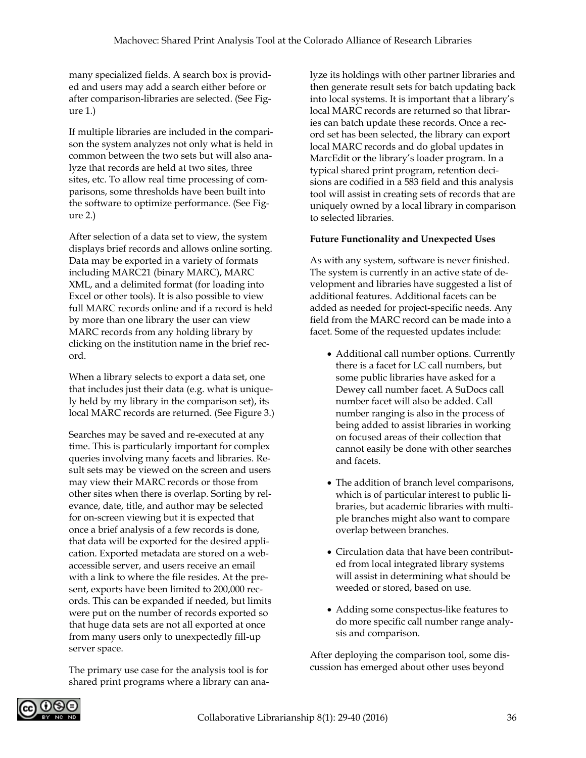many specialized fields. A search box is provided and users may add a search either before or after comparison-libraries are selected. (See Figure 1.)

If multiple libraries are included in the comparison the system analyzes not only what is held in common between the two sets but will also analyze that records are held at two sites, three sites, etc. To allow real time processing of comparisons, some thresholds have been built into the software to optimize performance. (See Figure 2.)

After selection of a data set to view, the system displays brief records and allows online sorting. Data may be exported in a variety of formats including MARC21 (binary MARC), MARC XML, and a delimited format (for loading into Excel or other tools). It is also possible to view full MARC records online and if a record is held by more than one library the user can view MARC records from any holding library by clicking on the institution name in the brief record.

When a library selects to export a data set, one that includes just their data (e.g. what is uniquely held by my library in the comparison set), its local MARC records are returned. (See Figure 3.)

Searches may be saved and re-executed at any time. This is particularly important for complex queries involving many facets and libraries. Result sets may be viewed on the screen and users may view their MARC records or those from other sites when there is overlap. Sorting by relevance, date, title, and author may be selected for on-screen viewing but it is expected that once a brief analysis of a few records is done, that data will be exported for the desired application. Exported metadata are stored on a web-accessible server, and users receive an email with a link to where the file resides. At the present, exports have been limited to 200,000 records. This can be expanded if needed, but limits were put on the number of records exported so that huge data sets are not all exported at once from many users only to unexpectedly fill-up server space.

The primary use case for the analysis tool is for shared print programs where a library can analyze its holdings with other partner libraries and then generate result sets for batch updating back into local systems. It is important that a library's local MARC records are returned so that libraries can batch update these records. Once a record set has been selected, the library can export local MARC records and do global updates in MarcEdit or the library's loader program. In a typical shared print program, retention decisions are codified in a 583 field and this analysis tool will assist in creating sets of records that are uniquely owned by a local library in comparison to selected libraries.

**Future Functionality and Unexpected Uses**

As with any system, software is never finished. The system is currently in an active state of development and libraries have suggested a list of additional features. Additional facets can be added as needed for project-specific needs. Any field from the MARC record can be made into a facet. Some of the requested updates include:

- Additional call number options. Currently there is a facet for LC call numbers, but some public libraries have asked for a Dewey call number facet. A SuDocs call number facet will also be added. Call number ranging is also in the process of being added to assist libraries in working on focused areas of their collection that cannot easily be done with other searches and facets.
- The addition of branch level comparisons, which is of particular interest to public libraries, but academic libraries with multiple branches might also want to compare overlap between branches.
- Circulation data that have been contributed from local integrated library systems will assist in determining what should be weeded or stored, based on use.
- Adding some conspectus-like features to do more specific call number range analysis and comparison.

After deploying the comparison tool, some discussion has emerged about other uses beyond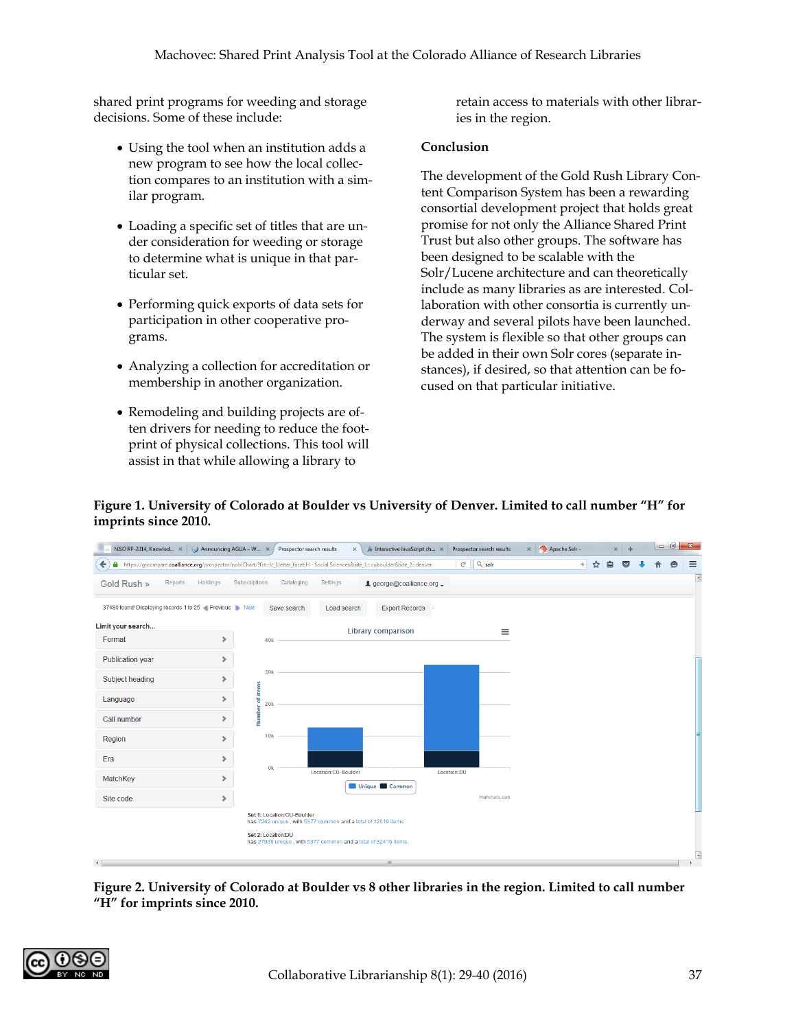shared print programs for weeding and storage decisions. Some of these include:

- Using the tool when an institution adds a new program to see how the local collection compares to an institution with a similar program.
- Loading a specific set of titles that are under consideration for weeding or storage to determine what is unique in that particular set.
- Performing quick exports of data sets for participation in other cooperative programs.
- Analyzing a collection for accreditation or membership in another organization.
- Remodeling and building projects are often drivers for needing to reduce the footprint of physical collections. This tool will assist in that while allowing a library to retain access to materials with other libraries in the region.

## Conclusion

The development of the Gold Rush Library Content Comparison System has been a rewarding consortial development project that holds great promise for not only the Alliance Shared Print Trust but also other groups. The software has been designed to be scalable with the Solr/Lucene architecture and can theoretically include as many libraries as are interested. Collaboration with other consortia is currently underway and several pilots have been launched. The system is flexible so that other groups can be added in their own Solr cores (separate instances), if desired, so that attention can be focused on that particular initiative.

**Figure 1. University of Colorado at Boulder vs University of Denver. Limited to call number "H" for imprints since 2010.**

**Figure 2. University of Colorado at Boulder vs 8 other libraries in the region. Limited to call number "H" for imprints since 2010.**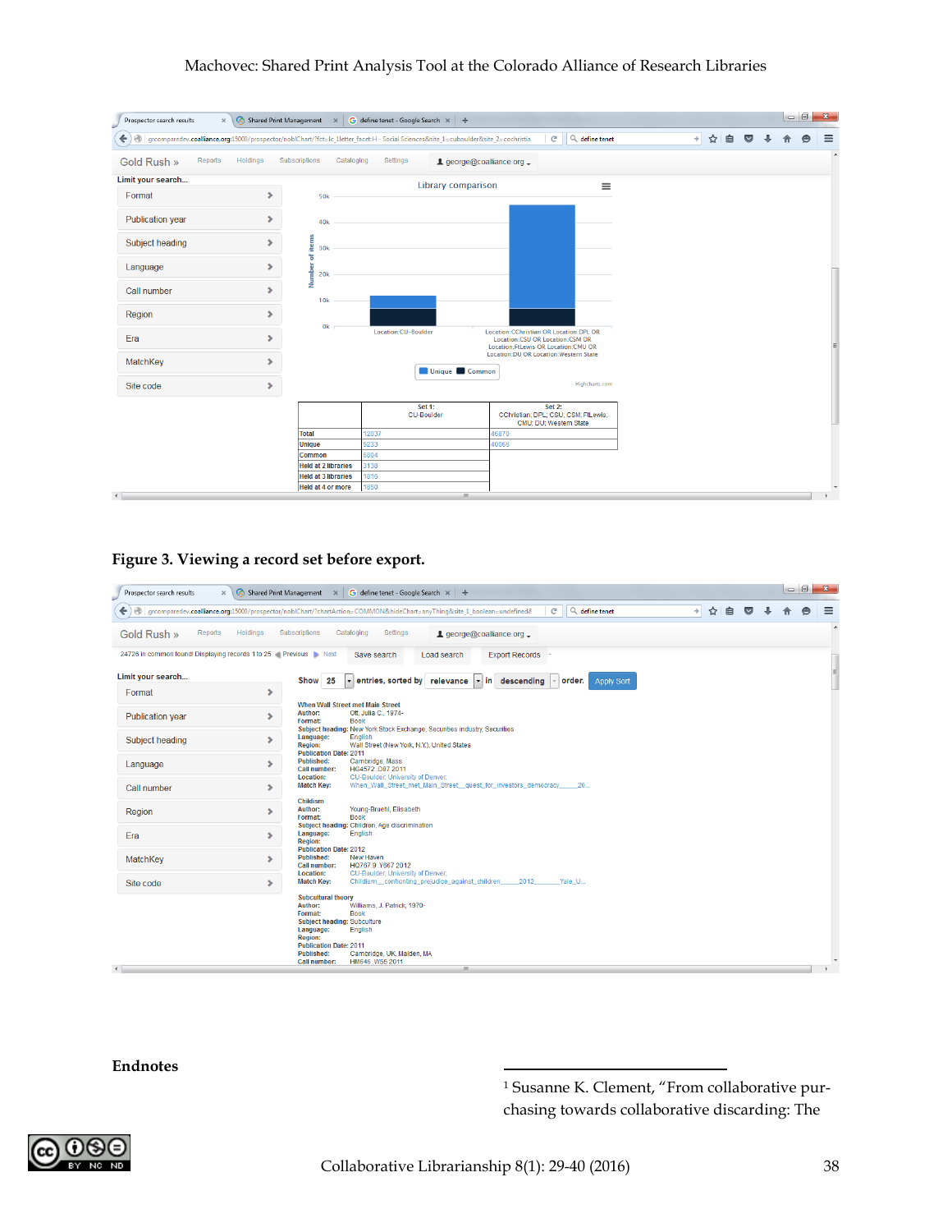Figure 3. Viewing a record set before export.

## Endnotes

[1] Susanne K. Clement, "From collaborative purchasing towards collaborative discarding: The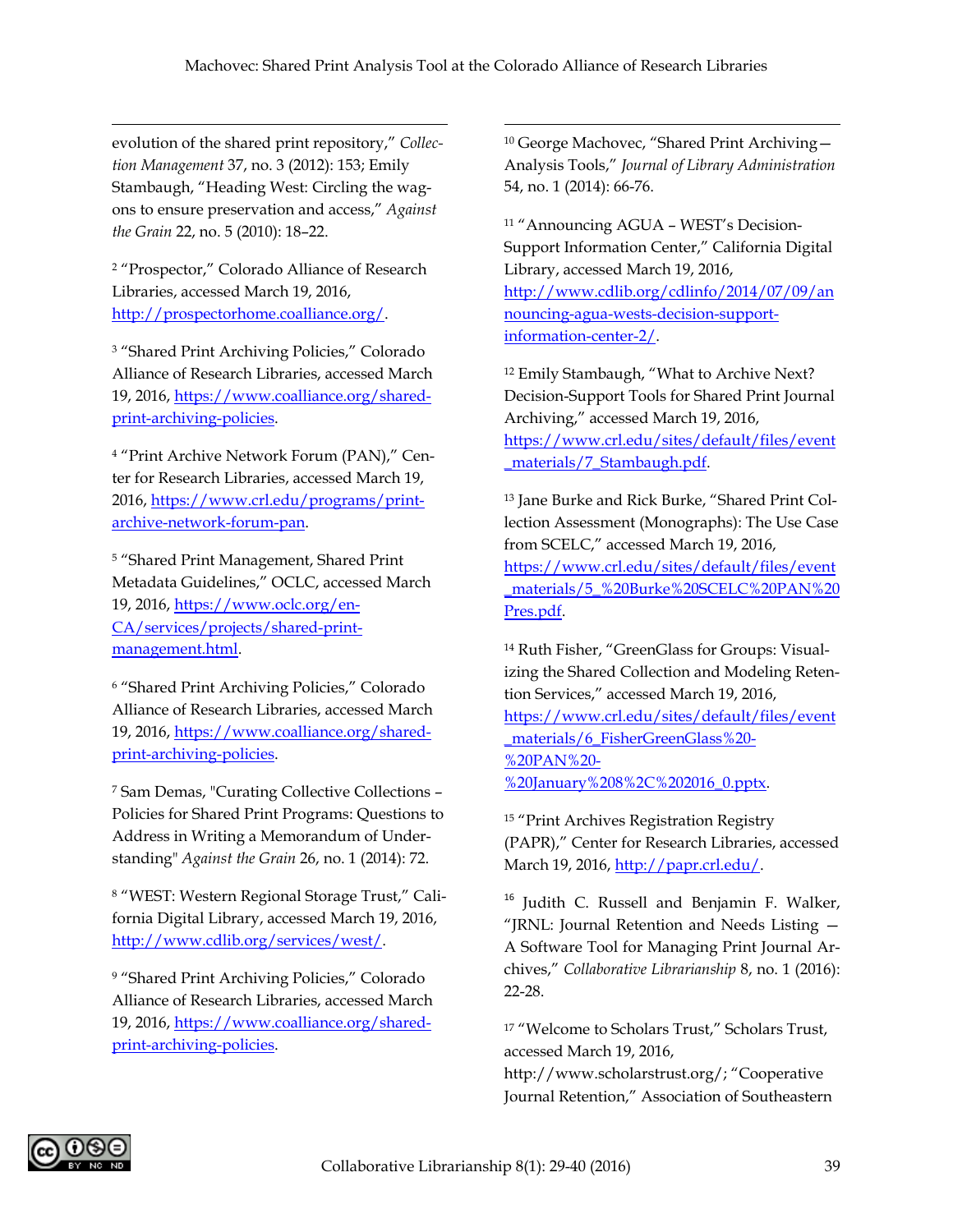evolution of the shared print repository," *Collection Management* 37, no. 3 (2012): 153; Emily Stambaugh, "Heading West: Circling the wagons to ensure preservation and access," *Against the Grain* 22, no. 5 (2010): 18–22.

[2] "Prospector," Colorado Alliance of Research Libraries, accessed March 19, 2016, http://prospectorhome.coalliance.org/.

[3] "Shared Print Archiving Policies," Colorado Alliance of Research Libraries, accessed March 19, 2016, https://www.coalliance.org/shared-print-archiving-policies.

[4] "Print Archive Network Forum (PAN)," Center for Research Libraries, accessed March 19, 2016, https://www.crl.edu/programs/print-archive-network-forum-pan.

[5] "Shared Print Management, Shared Print Metadata Guidelines," OCLC, accessed March 19, 2016, https://www.oclc.org/en-CA/services/projects/shared-print-management.html.

[6] "Shared Print Archiving Policies," Colorado Alliance of Research Libraries, accessed March 19, 2016, https://www.coalliance.org/shared-print-archiving-policies.

[7] Sam Demas, "Curating Collective Collections – Policies for Shared Print Programs: Questions to Address in Writing a Memorandum of Understanding" *Against the Grain* 26, no. 1 (2014): 72.

[8] "WEST: Western Regional Storage Trust," California Digital Library, accessed March 19, 2016, http://www.cdlib.org/services/west/.

[9] "Shared Print Archiving Policies," Colorado Alliance of Research Libraries, accessed March 19, 2016, https://www.coalliance.org/shared-print-archiving-policies.

[10] George Machovec, "Shared Print Archiving—Analysis Tools," *Journal of Library Administration* 54, no. 1 (2014): 66-76.

[11] "Announcing AGUA – WEST's Decision-Support Information Center," California Digital Library, accessed March 19, 2016, http://www.cdlib.org/cdlinfo/2014/07/09/announcing-agua-wests-decision-support-information-center-2/.

[12] Emily Stambaugh, "What to Archive Next? Decision-Support Tools for Shared Print Journal Archiving," accessed March 19, 2016, https://www.crl.edu/sites/default/files/event_materials/7_Stambaugh.pdf.

[13] Jane Burke and Rick Burke, "Shared Print Collection Assessment (Monographs): The Use Case from SCELC," accessed March 19, 2016, https://www.crl.edu/sites/default/files/event_materials/5_%20Burke%20SCELC%20PAN%20Pres.pdf.

[14] Ruth Fisher, "GreenGlass for Groups: Visualizing the Shared Collection and Modeling Retention Services," accessed March 19, 2016, https://www.crl.edu/sites/default/files/event_materials/6_FisherGreenGlass%20-%20PAN%20-%20January%208%2C%202016_0.pptx.

[15] "Print Archives Registration Registry (PAPR)," Center for Research Libraries, accessed March 19, 2016, http://papr.crl.edu/.

[16] Judith C. Russell and Benjamin F. Walker, "JRNL: Journal Retention and Needs Listing — A Software Tool for Managing Print Journal Archives," *Collaborative Librarianship* 8, no. 1 (2016): 22-28.

[17] "Welcome to Scholars Trust," Scholars Trust, accessed March 19, 2016, http://www.scholarstrust.org/; "Cooperative Journal Retention," Association of Southeastern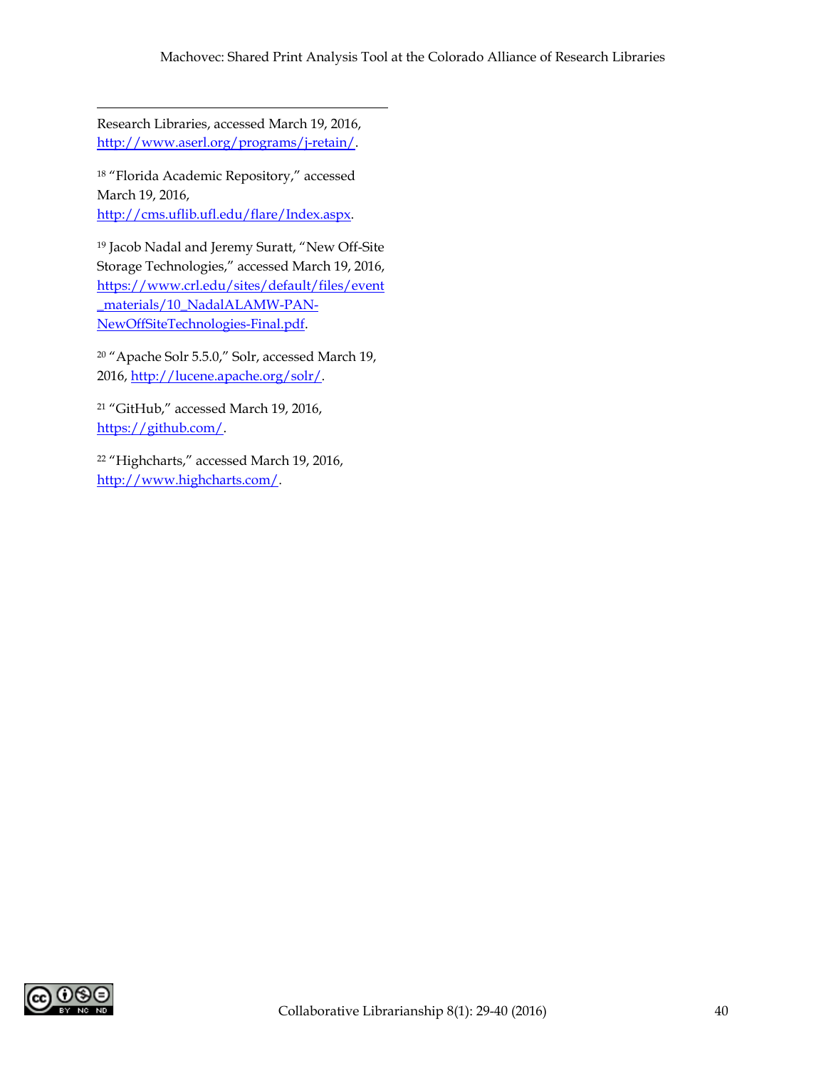Research Libraries, accessed March 19, 2016, http://www.aserl.org/programs/j-retain/.

[18] "Florida Academic Repository," accessed March 19, 2016, http://cms.uflib.ufl.edu/flare/Index.aspx.

[19] Jacob Nadal and Jeremy Suratt, "New Off-Site Storage Technologies," accessed March 19, 2016, https://www.crl.edu/sites/default/files/event_materials/10_NadalALAMW-PAN-NewOffSiteTechnologies-Final.pdf.

[20] "Apache Solr 5.5.0," Solr, accessed March 19, 2016, http://lucene.apache.org/solr/.

[21] "GitHub," accessed March 19, 2016, https://github.com/.

[22] "Highcharts," accessed March 19, 2016, http://www.highcharts.com/.